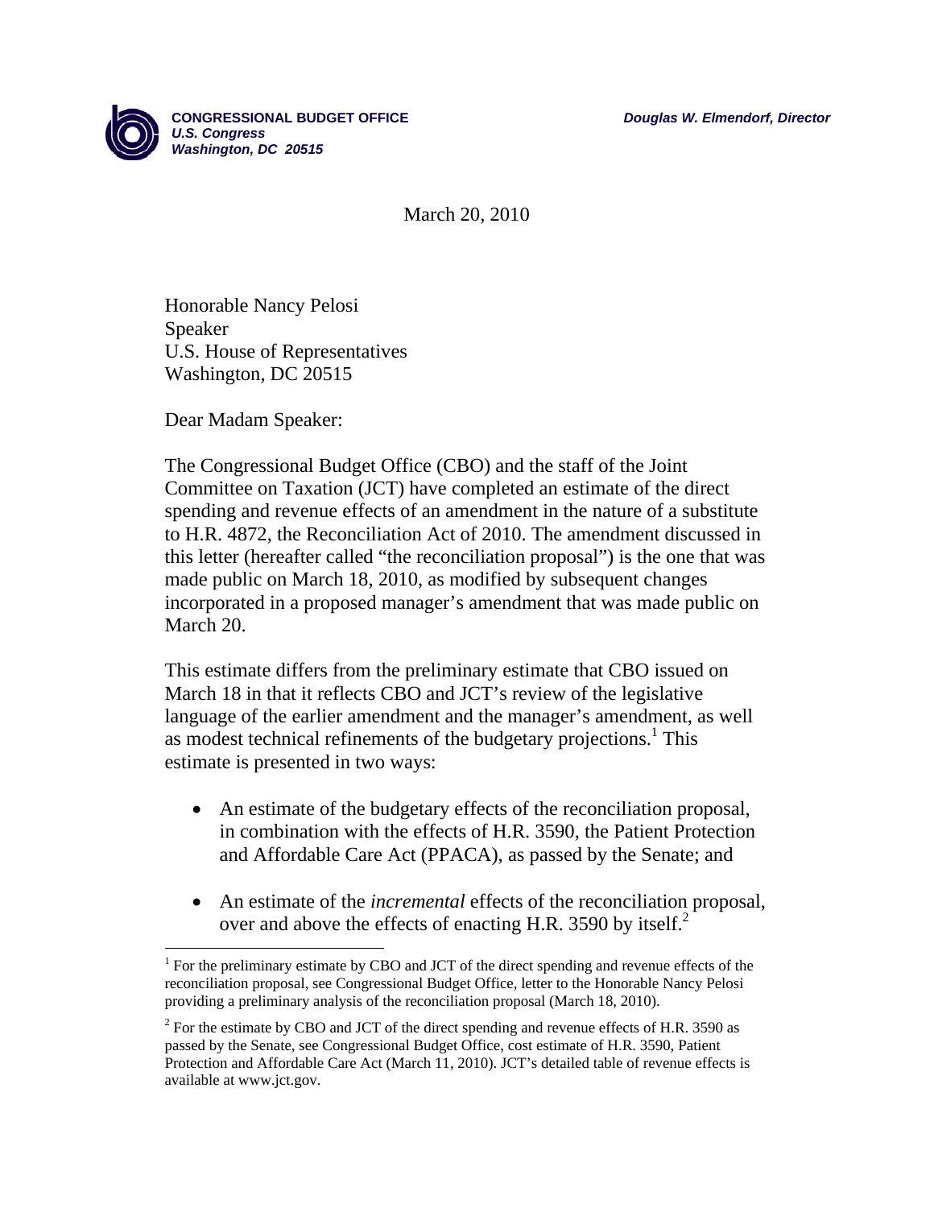**CONGRESSIONAL BUDGET OFFICE**
*U.S. Congress*
*Washington, DC 20515*

***Douglas W. Elmendorf, Director***

March 20, 2010

Honorable Nancy Pelosi
Speaker
U.S. House of Representatives
Washington, DC 20515

Dear Madam Speaker:

The Congressional Budget Office (CBO) and the staff of the Joint Committee on Taxation (JCT) have completed an estimate of the direct spending and revenue effects of an amendment in the nature of a substitute to H.R. 4872, the Reconciliation Act of 2010. The amendment discussed in this letter (hereafter called "the reconciliation proposal") is the one that was made public on March 18, 2010, as modified by subsequent changes incorporated in a proposed manager's amendment that was made public on March 20.

This estimate differs from the preliminary estimate that CBO issued on March 18 in that it reflects CBO and JCT's review of the legislative language of the earlier amendment and the manager's amendment, as well as modest technical refinements of the budgetary projections.[1] This estimate is presented in two ways:

- An estimate of the budgetary effects of the reconciliation proposal, in combination with the effects of H.R. 3590, the Patient Protection and Affordable Care Act (PPACA), as passed by the Senate; and
- An estimate of the *incremental* effects of the reconciliation proposal, over and above the effects of enacting H.R. 3590 by itself.[2]

[1] For the preliminary estimate by CBO and JCT of the direct spending and revenue effects of the reconciliation proposal, see Congressional Budget Office, letter to the Honorable Nancy Pelosi providing a preliminary analysis of the reconciliation proposal (March 18, 2010).

[2] For the estimate by CBO and JCT of the direct spending and revenue effects of H.R. 3590 as passed by the Senate, see Congressional Budget Office, cost estimate of H.R. 3590, Patient Protection and Affordable Care Act (March 11, 2010). JCT's detailed table of revenue effects is available at www.jct.gov.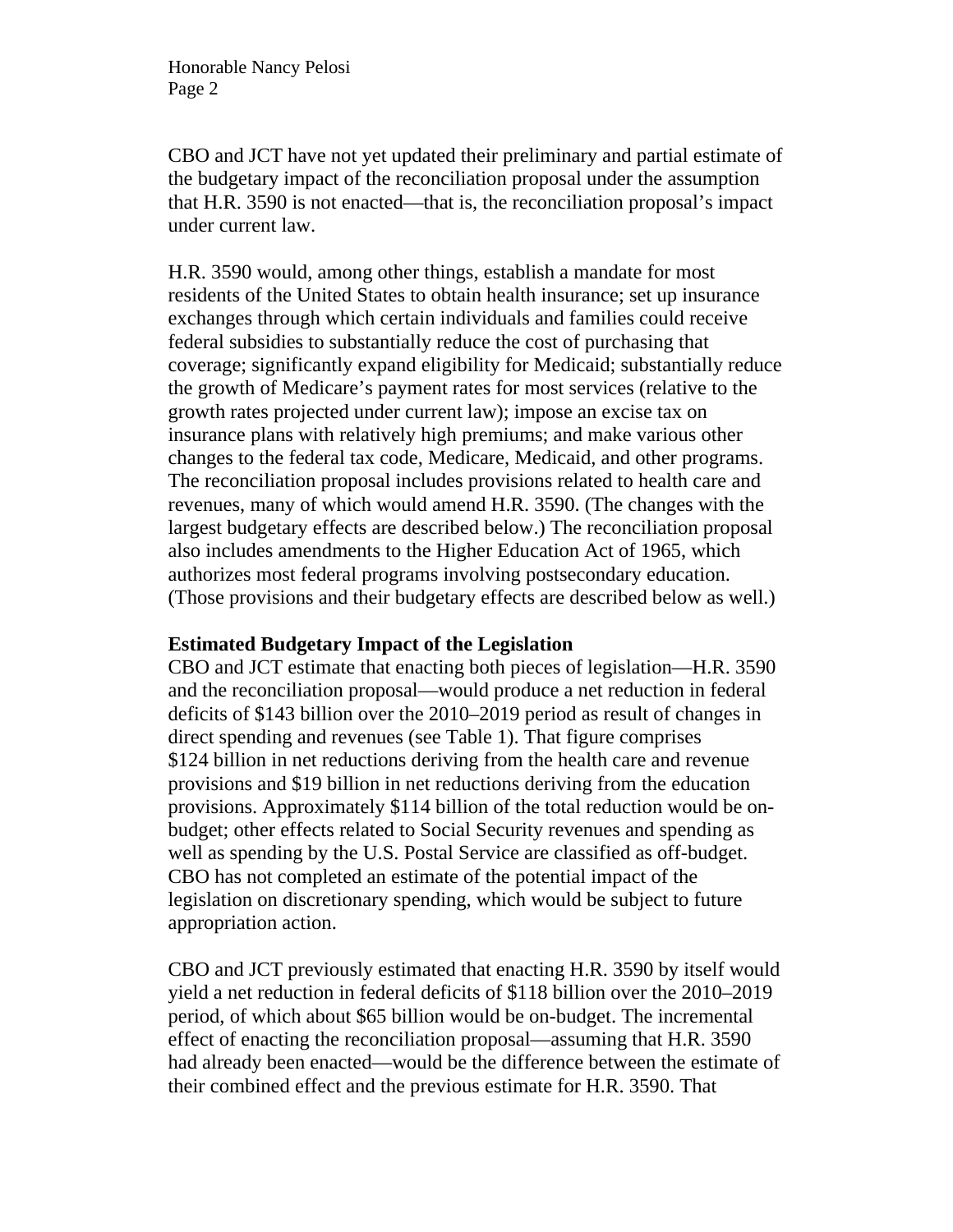CBO and JCT have not yet updated their preliminary and partial estimate of the budgetary impact of the reconciliation proposal under the assumption that H.R. 3590 is not enacted—that is, the reconciliation proposal's impact under current law.

H.R. 3590 would, among other things, establish a mandate for most residents of the United States to obtain health insurance; set up insurance exchanges through which certain individuals and families could receive federal subsidies to substantially reduce the cost of purchasing that coverage; significantly expand eligibility for Medicaid; substantially reduce the growth of Medicare's payment rates for most services (relative to the growth rates projected under current law); impose an excise tax on insurance plans with relatively high premiums; and make various other changes to the federal tax code, Medicare, Medicaid, and other programs. The reconciliation proposal includes provisions related to health care and revenues, many of which would amend H.R. 3590. (The changes with the largest budgetary effects are described below.) The reconciliation proposal also includes amendments to the Higher Education Act of 1965, which authorizes most federal programs involving postsecondary education. (Those provisions and their budgetary effects are described below as well.)

**Estimated Budgetary Impact of the Legislation**

CBO and JCT estimate that enacting both pieces of legislation—H.R. 3590 and the reconciliation proposal—would produce a net reduction in federal deficits of $143 billion over the 2010–2019 period as result of changes in direct spending and revenues (see Table 1). That figure comprises $124 billion in net reductions deriving from the health care and revenue provisions and $19 billion in net reductions deriving from the education provisions. Approximately $114 billion of the total reduction would be on-budget; other effects related to Social Security revenues and spending as well as spending by the U.S. Postal Service are classified as off-budget. CBO has not completed an estimate of the potential impact of the legislation on discretionary spending, which would be subject to future appropriation action.

CBO and JCT previously estimated that enacting H.R. 3590 by itself would yield a net reduction in federal deficits of $118 billion over the 2010–2019 period, of which about $65 billion would be on-budget. The incremental effect of enacting the reconciliation proposal—assuming that H.R. 3590 had already been enacted—would be the difference between the estimate of their combined effect and the previous estimate for H.R. 3590. That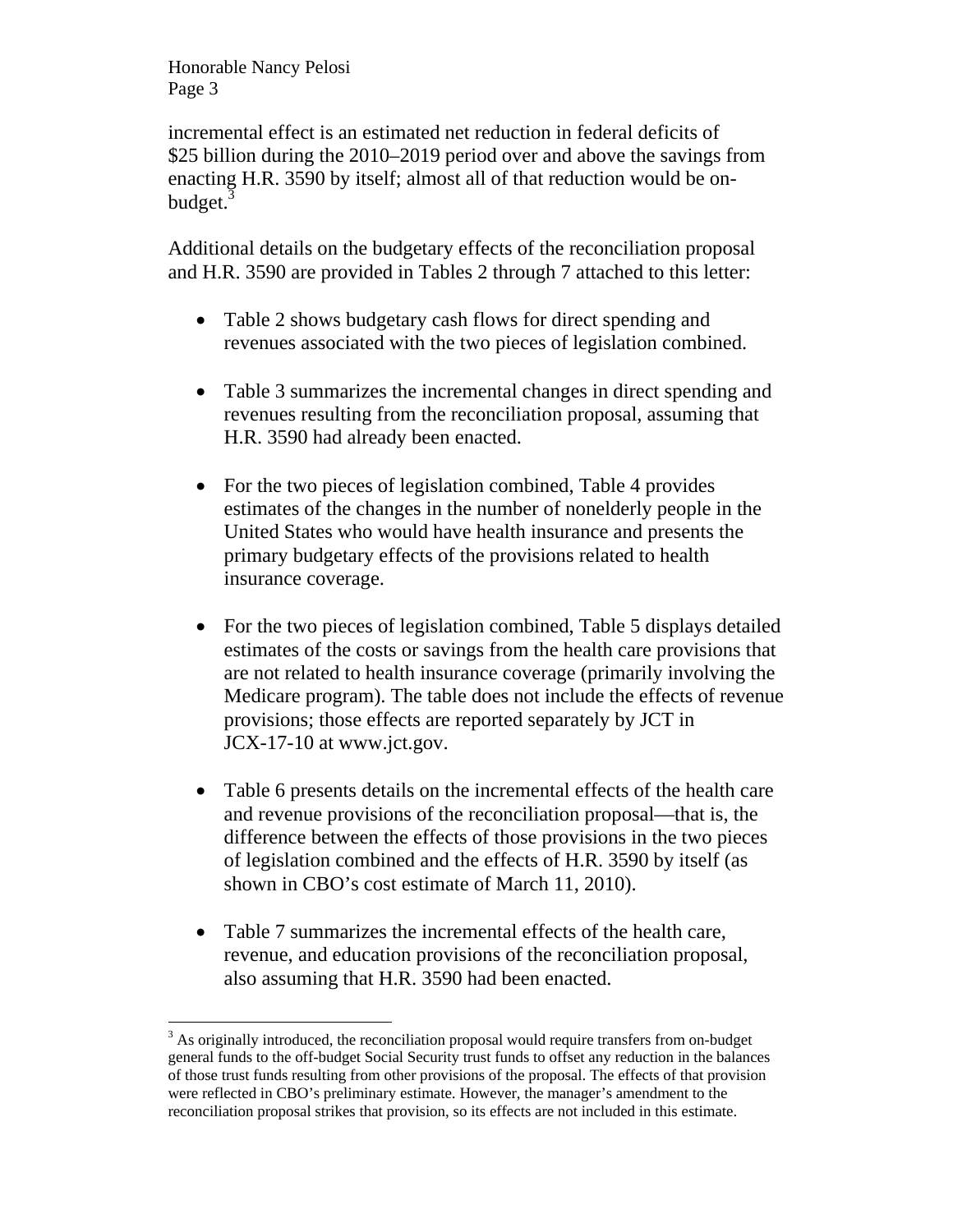incremental effect is an estimated net reduction in federal deficits of $25 billion during the 2010–2019 period over and above the savings from enacting H.R. 3590 by itself; almost all of that reduction would be on-budget.[3]

Additional details on the budgetary effects of the reconciliation proposal and H.R. 3590 are provided in Tables 2 through 7 attached to this letter:

- Table 2 shows budgetary cash flows for direct spending and revenues associated with the two pieces of legislation combined.
- Table 3 summarizes the incremental changes in direct spending and revenues resulting from the reconciliation proposal, assuming that H.R. 3590 had already been enacted.
- For the two pieces of legislation combined, Table 4 provides estimates of the changes in the number of nonelderly people in the United States who would have health insurance and presents the primary budgetary effects of the provisions related to health insurance coverage.
- For the two pieces of legislation combined, Table 5 displays detailed estimates of the costs or savings from the health care provisions that are not related to health insurance coverage (primarily involving the Medicare program). The table does not include the effects of revenue provisions; those effects are reported separately by JCT in JCX-17-10 at www.jct.gov.
- Table 6 presents details on the incremental effects of the health care and revenue provisions of the reconciliation proposal—that is, the difference between the effects of those provisions in the two pieces of legislation combined and the effects of H.R. 3590 by itself (as shown in CBO's cost estimate of March 11, 2010).
- Table 7 summarizes the incremental effects of the health care, revenue, and education provisions of the reconciliation proposal, also assuming that H.R. 3590 had been enacted.

[3] As originally introduced, the reconciliation proposal would require transfers from on-budget general funds to the off-budget Social Security trust funds to offset any reduction in the balances of those trust funds resulting from other provisions of the proposal. The effects of that provision were reflected in CBO's preliminary estimate. However, the manager's amendment to the reconciliation proposal strikes that provision, so its effects are not included in this estimate.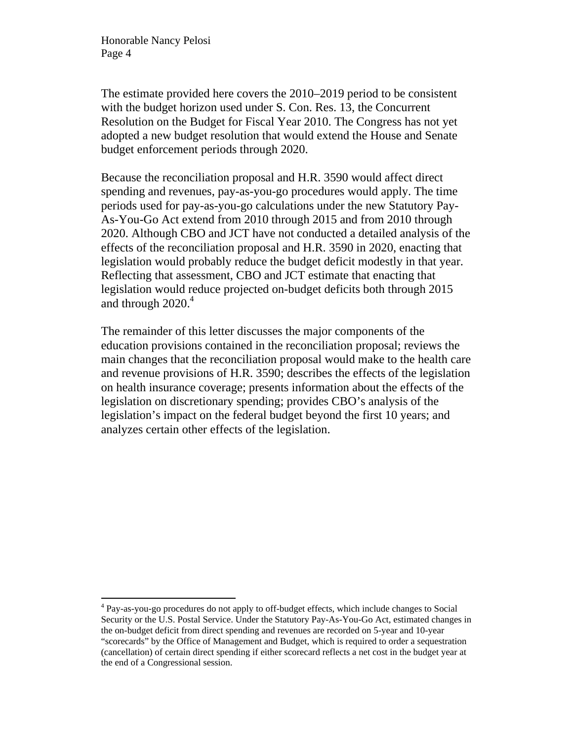The estimate provided here covers the 2010–2019 period to be consistent with the budget horizon used under S. Con. Res. 13, the Concurrent Resolution on the Budget for Fiscal Year 2010. The Congress has not yet adopted a new budget resolution that would extend the House and Senate budget enforcement periods through 2020.

Because the reconciliation proposal and H.R. 3590 would affect direct spending and revenues, pay-as-you-go procedures would apply. The time periods used for pay-as-you-go calculations under the new Statutory Pay-As-You-Go Act extend from 2010 through 2015 and from 2010 through 2020. Although CBO and JCT have not conducted a detailed analysis of the effects of the reconciliation proposal and H.R. 3590 in 2020, enacting that legislation would probably reduce the budget deficit modestly in that year. Reflecting that assessment, CBO and JCT estimate that enacting that legislation would reduce projected on-budget deficits both through 2015 and through 2020.[4]

The remainder of this letter discusses the major components of the education provisions contained in the reconciliation proposal; reviews the main changes that the reconciliation proposal would make to the health care and revenue provisions of H.R. 3590; describes the effects of the legislation on health insurance coverage; presents information about the effects of the legislation on discretionary spending; provides CBO's analysis of the legislation's impact on the federal budget beyond the first 10 years; and analyzes certain other effects of the legislation.

---

[4] Pay-as-you-go procedures do not apply to off-budget effects, which include changes to Social Security or the U.S. Postal Service. Under the Statutory Pay-As-You-Go Act, estimated changes in the on-budget deficit from direct spending and revenues are recorded on 5-year and 10-year "scorecards" by the Office of Management and Budget, which is required to order a sequestration (cancellation) of certain direct spending if either scorecard reflects a net cost in the budget year at the end of a Congressional session.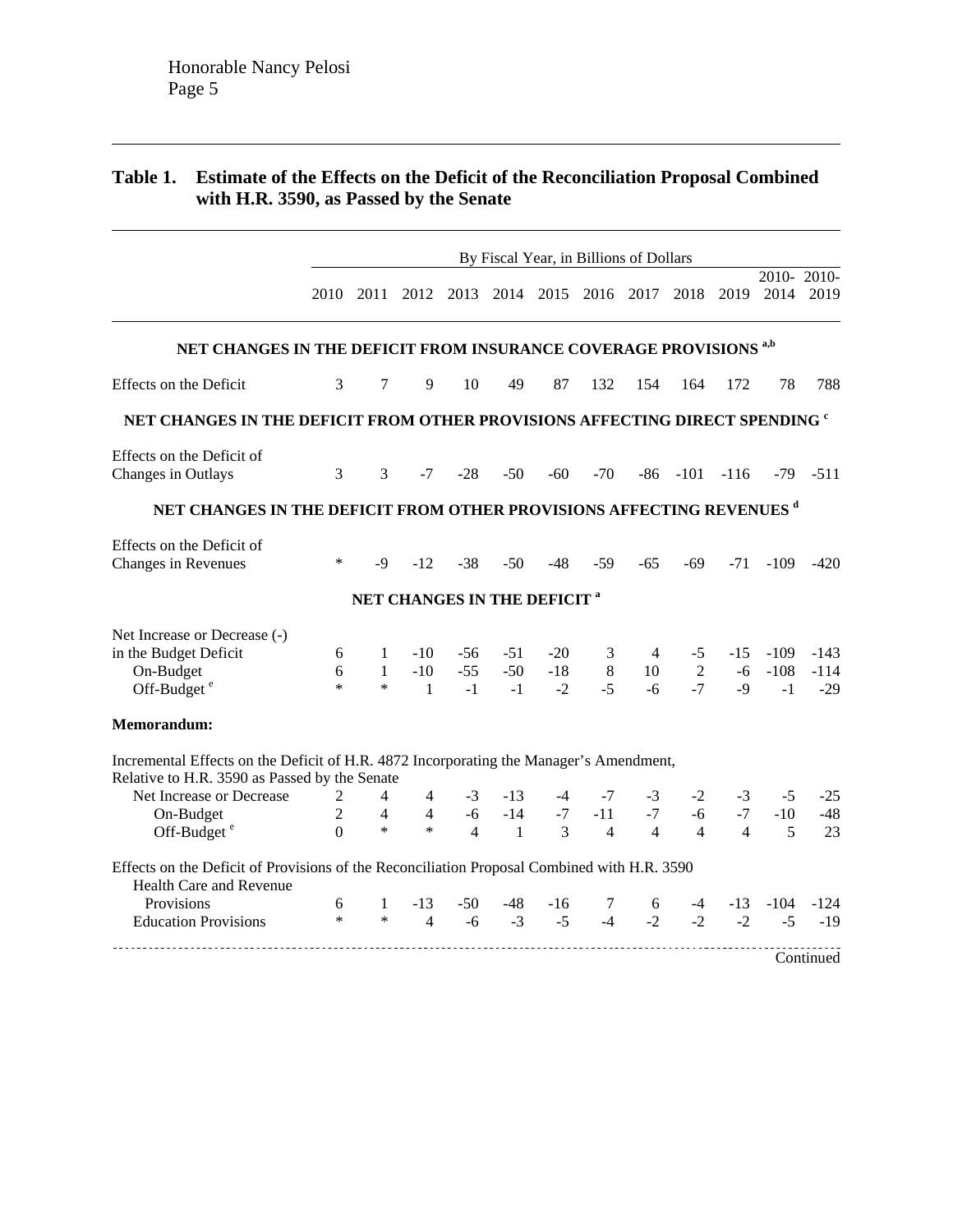## Table 1. Estimate of the Effects on the Deficit of the Reconciliation Proposal Combined with H.R. 3590, as Passed by the Senate

| | By Fiscal Year, in Billions of Dollars | | | | | | | | | | | |
|---|---|---|---|---|---|---|---|---|---|---|---|---|
| | 2010 | 2011 | 2012 | 2013 | 2014 | 2015 | 2016 | 2017 | 2018 | 2019 | 2010-2014 | 2010-2019 |
| **NET CHANGES IN THE DEFICIT FROM INSURANCE COVERAGE PROVISIONS** [a,b] | | | | | | | | | | | | |
| Effects on the Deficit | 3 | 7 | 9 | 10 | 49 | 87 | 132 | 154 | 164 | 172 | 78 | 788 |
| **NET CHANGES IN THE DEFICIT FROM OTHER PROVISIONS AFFECTING DIRECT SPENDING** [c] | | | | | | | | | | | | |
| Effects on the Deficit of Changes in Outlays | 3 | 3 | -7 | -28 | -50 | -60 | -70 | -86 | -101 | -116 | -79 | -511 |
| **NET CHANGES IN THE DEFICIT FROM OTHER PROVISIONS AFFECTING REVENUES** [d] | | | | | | | | | | | | |
| Effects on the Deficit of Changes in Revenues | * | -9 | -12 | -38 | -50 | -48 | -59 | -65 | -69 | -71 | -109 | -420 |
| **NET CHANGES IN THE DEFICIT** [a] | | | | | | | | | | | | |
| Net Increase or Decrease (-) in the Budget Deficit | 6 | 1 | -10 | -56 | -51 | -20 | 3 | 4 | -5 | -15 | -109 | -143 |
| On-Budget | 6 | 1 | -10 | -55 | -50 | -18 | 8 | 10 | 2 | -6 | -108 | -114 |
| Off-Budget [e] | * | * | 1 | -1 | -1 | -2 | -5 | -6 | -7 | -9 | -1 | -29 |
| **Memorandum:** | | | | | | | | | | | | |
| Incremental Effects on the Deficit of H.R. 4872 Incorporating the Manager's Amendment, Relative to H.R. 3590 as Passed by the Senate | | | | | | | | | | | | |
| Net Increase or Decrease | 2 | 4 | 4 | -3 | -13 | -4 | -7 | -3 | -2 | -3 | -5 | -25 |
| On-Budget | 2 | 4 | 4 | -6 | -14 | -7 | -11 | -7 | -6 | -7 | -10 | -48 |
| Off-Budget [e] | 0 | * | * | 4 | 1 | 3 | 4 | 4 | 4 | 4 | 5 | 23 |
| Effects on the Deficit of Provisions of the Reconciliation Proposal Combined with H.R. 3590 | | | | | | | | | | | | |
| Health Care and Revenue Provisions | 6 | 1 | -13 | -50 | -48 | -16 | 7 | 6 | -4 | -13 | -104 | -124 |
| Education Provisions | * | * | 4 | -6 | -3 | -5 | -4 | -2 | -2 | -2 | -5 | -19 |

Continued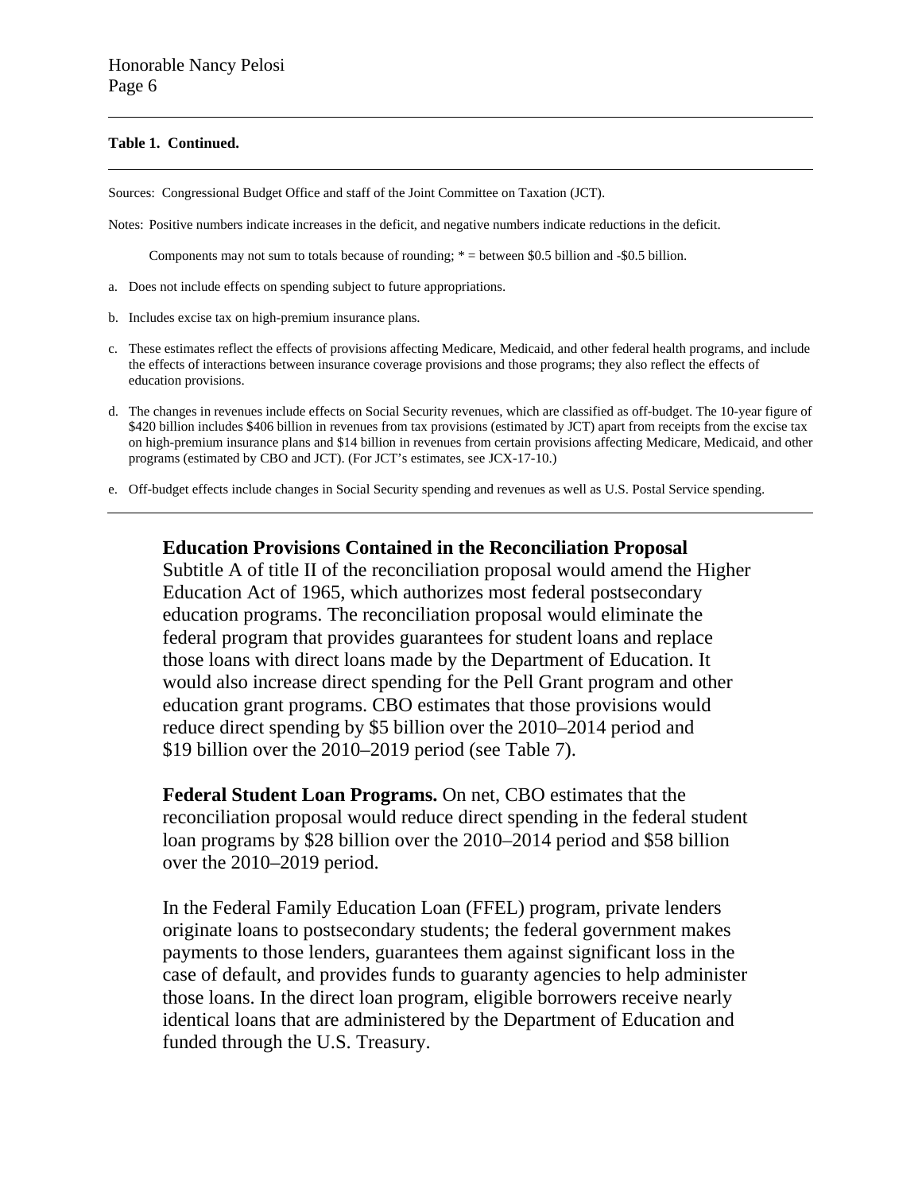**Table 1. Continued.**

Sources: Congressional Budget Office and staff of the Joint Committee on Taxation (JCT).

Notes: Positive numbers indicate increases in the deficit, and negative numbers indicate reductions in the deficit.

Components may not sum to totals because of rounding; * = between $0.5 billion and -$0.5 billion.

a. Does not include effects on spending subject to future appropriations.

b. Includes excise tax on high-premium insurance plans.

c. These estimates reflect the effects of provisions affecting Medicare, Medicaid, and other federal health programs, and include the effects of interactions between insurance coverage provisions and those programs; they also reflect the effects of education provisions.

d. The changes in revenues include effects on Social Security revenues, which are classified as off-budget. The 10-year figure of $420 billion includes $406 billion in revenues from tax provisions (estimated by JCT) apart from receipts from the excise tax on high-premium insurance plans and $14 billion in revenues from certain provisions affecting Medicare, Medicaid, and other programs (estimated by CBO and JCT). (For JCT's estimates, see JCX-17-10.)

e. Off-budget effects include changes in Social Security spending and revenues as well as U.S. Postal Service spending.

**Education Provisions Contained in the Reconciliation Proposal**

Subtitle A of title II of the reconciliation proposal would amend the Higher Education Act of 1965, which authorizes most federal postsecondary education programs. The reconciliation proposal would eliminate the federal program that provides guarantees for student loans and replace those loans with direct loans made by the Department of Education. It would also increase direct spending for the Pell Grant program and other education grant programs. CBO estimates that those provisions would reduce direct spending by $5 billion over the 2010–2014 period and $19 billion over the 2010–2019 period (see Table 7).

**Federal Student Loan Programs.** On net, CBO estimates that the reconciliation proposal would reduce direct spending in the federal student loan programs by $28 billion over the 2010–2014 period and $58 billion over the 2010–2019 period.

In the Federal Family Education Loan (FFEL) program, private lenders originate loans to postsecondary students; the federal government makes payments to those lenders, guarantees them against significant loss in the case of default, and provides funds to guaranty agencies to help administer those loans. In the direct loan program, eligible borrowers receive nearly identical loans that are administered by the Department of Education and funded through the U.S. Treasury.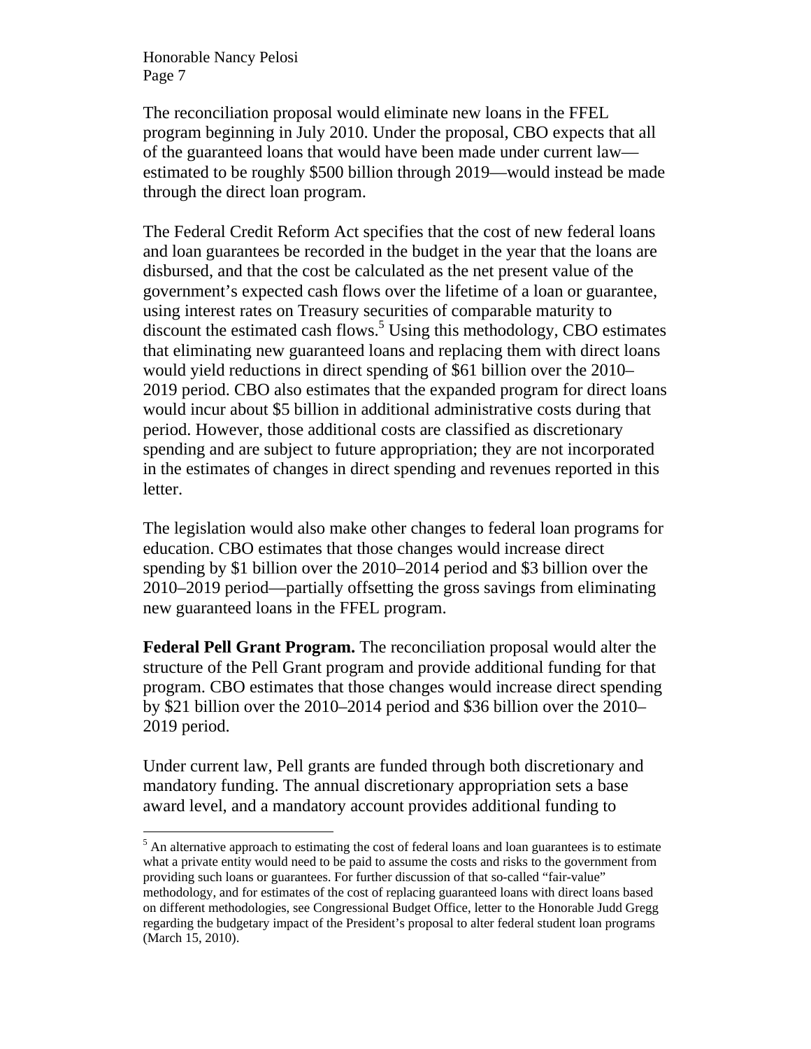The reconciliation proposal would eliminate new loans in the FFEL program beginning in July 2010. Under the proposal, CBO expects that all of the guaranteed loans that would have been made under current law—estimated to be roughly $500 billion through 2019—would instead be made through the direct loan program.

The Federal Credit Reform Act specifies that the cost of new federal loans and loan guarantees be recorded in the budget in the year that the loans are disbursed, and that the cost be calculated as the net present value of the government's expected cash flows over the lifetime of a loan or guarantee, using interest rates on Treasury securities of comparable maturity to discount the estimated cash flows.[5] Using this methodology, CBO estimates that eliminating new guaranteed loans and replacing them with direct loans would yield reductions in direct spending of $61 billion over the 2010–2019 period. CBO also estimates that the expanded program for direct loans would incur about $5 billion in additional administrative costs during that period. However, those additional costs are classified as discretionary spending and are subject to future appropriation; they are not incorporated in the estimates of changes in direct spending and revenues reported in this letter.

The legislation would also make other changes to federal loan programs for education. CBO estimates that those changes would increase direct spending by $1 billion over the 2010–2014 period and $3 billion over the 2010–2019 period—partially offsetting the gross savings from eliminating new guaranteed loans in the FFEL program.

**Federal Pell Grant Program.** The reconciliation proposal would alter the structure of the Pell Grant program and provide additional funding for that program. CBO estimates that those changes would increase direct spending by $21 billion over the 2010–2014 period and $36 billion over the 2010–2019 period.

Under current law, Pell grants are funded through both discretionary and mandatory funding. The annual discretionary appropriation sets a base award level, and a mandatory account provides additional funding to

[5] An alternative approach to estimating the cost of federal loans and loan guarantees is to estimate what a private entity would need to be paid to assume the costs and risks to the government from providing such loans or guarantees. For further discussion of that so-called "fair-value" methodology, and for estimates of the cost of replacing guaranteed loans with direct loans based on different methodologies, see Congressional Budget Office, letter to the Honorable Judd Gregg regarding the budgetary impact of the President's proposal to alter federal student loan programs (March 15, 2010).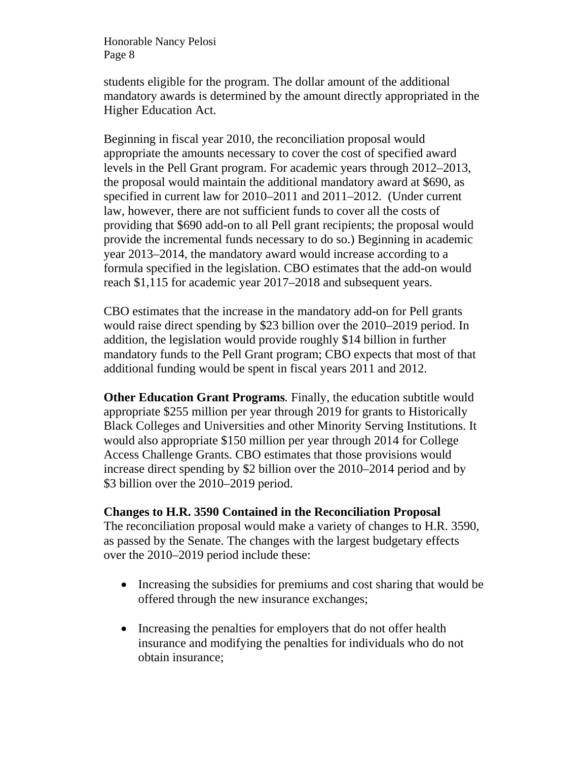students eligible for the program. The dollar amount of the additional mandatory awards is determined by the amount directly appropriated in the Higher Education Act.

Beginning in fiscal year 2010, the reconciliation proposal would appropriate the amounts necessary to cover the cost of specified award levels in the Pell Grant program. For academic years through 2012–2013, the proposal would maintain the additional mandatory award at $690, as specified in current law for 2010–2011 and 2011–2012. (Under current law, however, there are not sufficient funds to cover all the costs of providing that $690 add-on to all Pell grant recipients; the proposal would provide the incremental funds necessary to do so.) Beginning in academic year 2013–2014, the mandatory award would increase according to a formula specified in the legislation. CBO estimates that the add-on would reach $1,115 for academic year 2017–2018 and subsequent years.

CBO estimates that the increase in the mandatory add-on for Pell grants would raise direct spending by $23 billion over the 2010–2019 period. In addition, the legislation would provide roughly $14 billion in further mandatory funds to the Pell Grant program; CBO expects that most of that additional funding would be spent in fiscal years 2011 and 2012.

**Other Education Grant Programs***.* Finally, the education subtitle would appropriate $255 million per year through 2019 for grants to Historically Black Colleges and Universities and other Minority Serving Institutions. It would also appropriate $150 million per year through 2014 for College Access Challenge Grants. CBO estimates that those provisions would increase direct spending by $2 billion over the 2010–2014 period and by $3 billion over the 2010–2019 period.

**Changes to H.R. 3590 Contained in the Reconciliation Proposal**

The reconciliation proposal would make a variety of changes to H.R. 3590, as passed by the Senate. The changes with the largest budgetary effects over the 2010–2019 period include these:

- Increasing the subsidies for premiums and cost sharing that would be offered through the new insurance exchanges;
- Increasing the penalties for employers that do not offer health insurance and modifying the penalties for individuals who do not obtain insurance;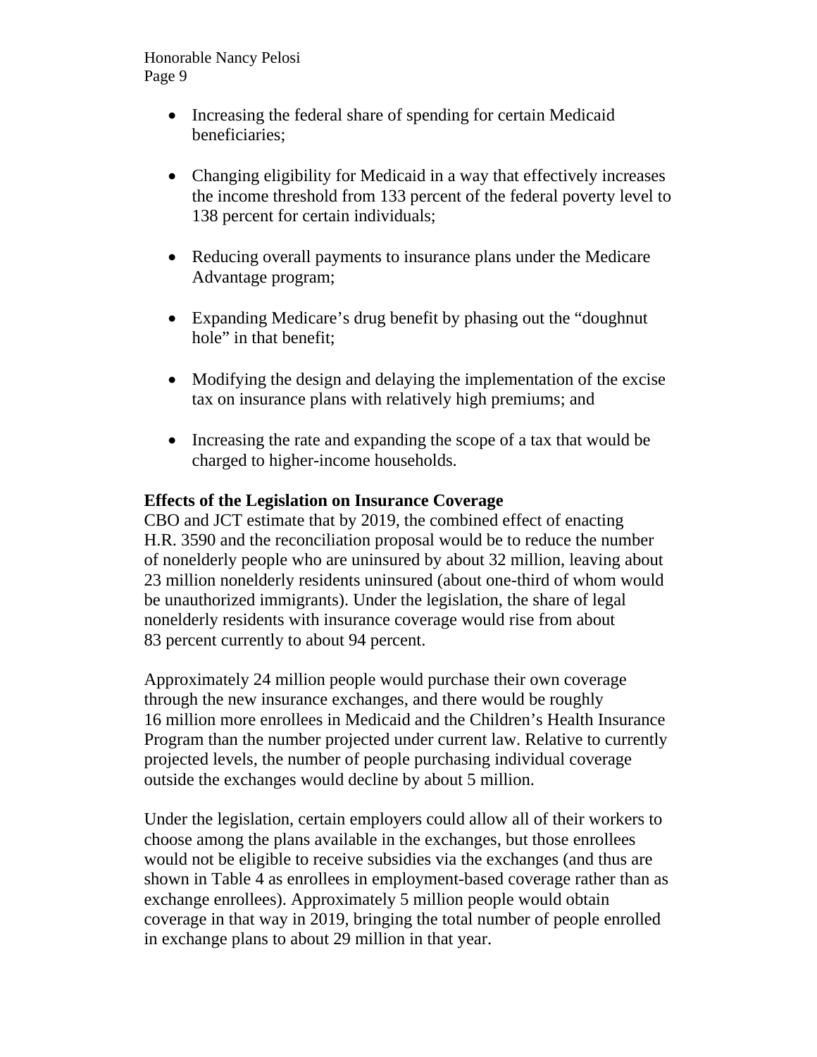- Increasing the federal share of spending for certain Medicaid beneficiaries;
- Changing eligibility for Medicaid in a way that effectively increases the income threshold from 133 percent of the federal poverty level to 138 percent for certain individuals;
- Reducing overall payments to insurance plans under the Medicare Advantage program;
- Expanding Medicare's drug benefit by phasing out the "doughnut hole" in that benefit;
- Modifying the design and delaying the implementation of the excise tax on insurance plans with relatively high premiums; and
- Increasing the rate and expanding the scope of a tax that would be charged to higher-income households.

**Effects of the Legislation on Insurance Coverage**

CBO and JCT estimate that by 2019, the combined effect of enacting H.R. 3590 and the reconciliation proposal would be to reduce the number of nonelderly people who are uninsured by about 32 million, leaving about 23 million nonelderly residents uninsured (about one-third of whom would be unauthorized immigrants). Under the legislation, the share of legal nonelderly residents with insurance coverage would rise from about 83 percent currently to about 94 percent.

Approximately 24 million people would purchase their own coverage through the new insurance exchanges, and there would be roughly 16 million more enrollees in Medicaid and the Children's Health Insurance Program than the number projected under current law. Relative to currently projected levels, the number of people purchasing individual coverage outside the exchanges would decline by about 5 million.

Under the legislation, certain employers could allow all of their workers to choose among the plans available in the exchanges, but those enrollees would not be eligible to receive subsidies via the exchanges (and thus are shown in Table 4 as enrollees in employment-based coverage rather than as exchange enrollees). Approximately 5 million people would obtain coverage in that way in 2019, bringing the total number of people enrolled in exchange plans to about 29 million in that year.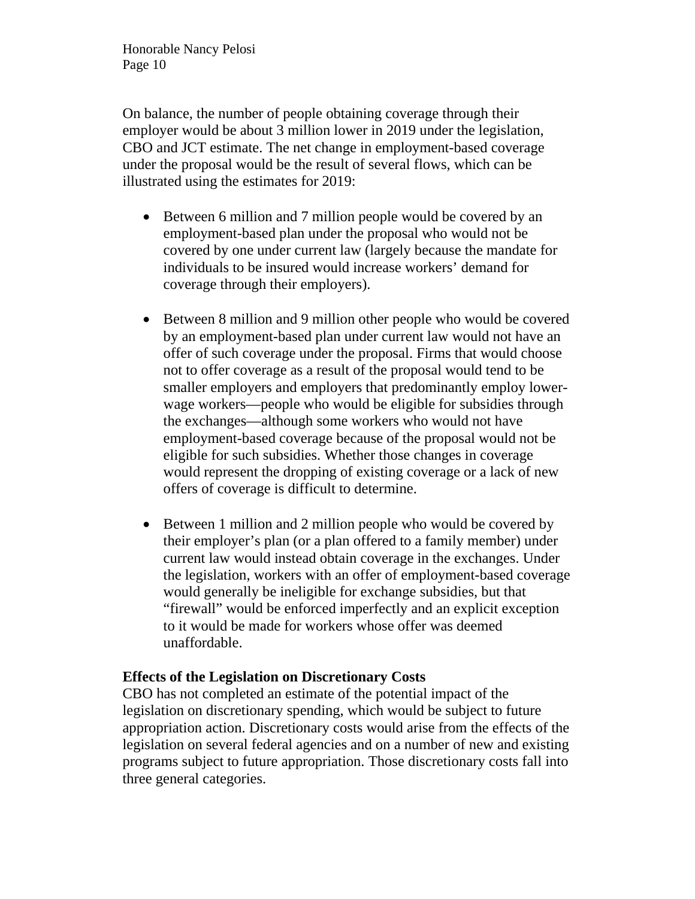On balance, the number of people obtaining coverage through their employer would be about 3 million lower in 2019 under the legislation, CBO and JCT estimate. The net change in employment-based coverage under the proposal would be the result of several flows, which can be illustrated using the estimates for 2019:

- Between 6 million and 7 million people would be covered by an employment-based plan under the proposal who would not be covered by one under current law (largely because the mandate for individuals to be insured would increase workers' demand for coverage through their employers).

- Between 8 million and 9 million other people who would be covered by an employment-based plan under current law would not have an offer of such coverage under the proposal. Firms that would choose not to offer coverage as a result of the proposal would tend to be smaller employers and employers that predominantly employ lower-wage workers—people who would be eligible for subsidies through the exchanges—although some workers who would not have employment-based coverage because of the proposal would not be eligible for such subsidies. Whether those changes in coverage would represent the dropping of existing coverage or a lack of new offers of coverage is difficult to determine.

- Between 1 million and 2 million people who would be covered by their employer's plan (or a plan offered to a family member) under current law would instead obtain coverage in the exchanges. Under the legislation, workers with an offer of employment-based coverage would generally be ineligible for exchange subsidies, but that "firewall" would be enforced imperfectly and an explicit exception to it would be made for workers whose offer was deemed unaffordable.

**Effects of the Legislation on Discretionary Costs**

CBO has not completed an estimate of the potential impact of the legislation on discretionary spending, which would be subject to future appropriation action. Discretionary costs would arise from the effects of the legislation on several federal agencies and on a number of new and existing programs subject to future appropriation. Those discretionary costs fall into three general categories.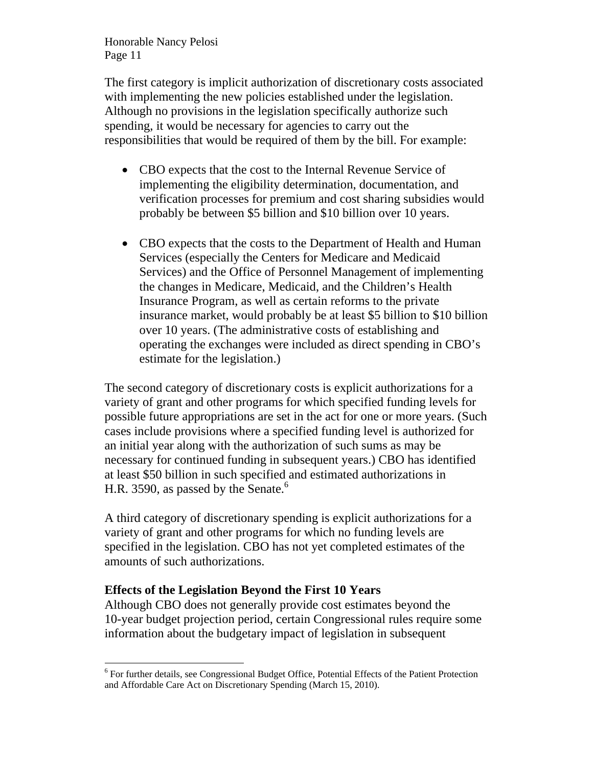The first category is implicit authorization of discretionary costs associated with implementing the new policies established under the legislation. Although no provisions in the legislation specifically authorize such spending, it would be necessary for agencies to carry out the responsibilities that would be required of them by the bill. For example:

- CBO expects that the cost to the Internal Revenue Service of implementing the eligibility determination, documentation, and verification processes for premium and cost sharing subsidies would probably be between $5 billion and $10 billion over 10 years.

- CBO expects that the costs to the Department of Health and Human Services (especially the Centers for Medicare and Medicaid Services) and the Office of Personnel Management of implementing the changes in Medicare, Medicaid, and the Children's Health Insurance Program, as well as certain reforms to the private insurance market, would probably be at least $5 billion to $10 billion over 10 years. (The administrative costs of establishing and operating the exchanges were included as direct spending in CBO's estimate for the legislation.)

The second category of discretionary costs is explicit authorizations for a variety of grant and other programs for which specified funding levels for possible future appropriations are set in the act for one or more years. (Such cases include provisions where a specified funding level is authorized for an initial year along with the authorization of such sums as may be necessary for continued funding in subsequent years.) CBO has identified at least $50 billion in such specified and estimated authorizations in H.R. 3590, as passed by the Senate.[6]

A third category of discretionary spending is explicit authorizations for a variety of grant and other programs for which no funding levels are specified in the legislation. CBO has not yet completed estimates of the amounts of such authorizations.

### Effects of the Legislation Beyond the First 10 Years

Although CBO does not generally provide cost estimates beyond the 10-year budget projection period, certain Congressional rules require some information about the budgetary impact of legislation in subsequent

[6] For further details, see Congressional Budget Office, Potential Effects of the Patient Protection and Affordable Care Act on Discretionary Spending (March 15, 2010).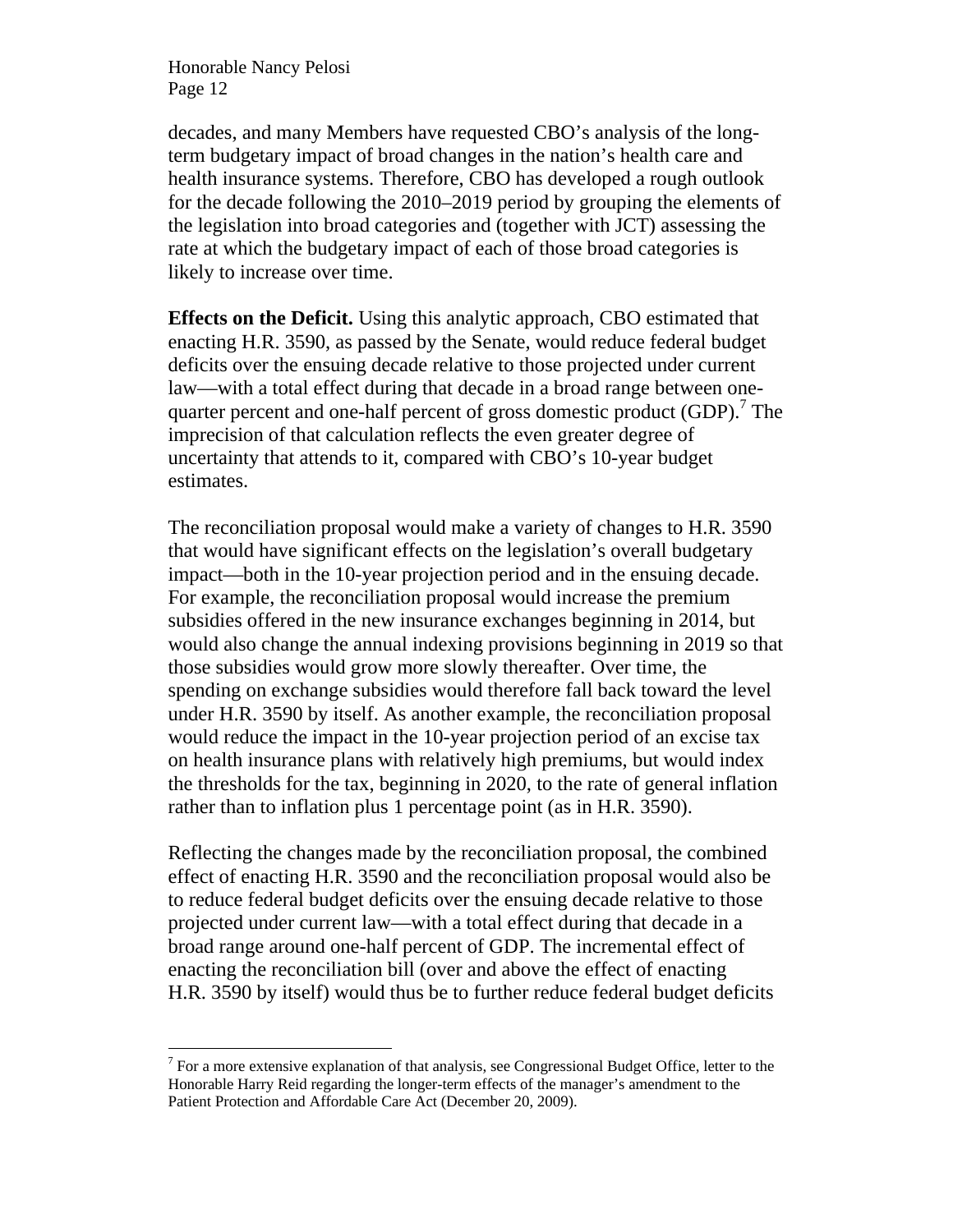decades, and many Members have requested CBO's analysis of the long-term budgetary impact of broad changes in the nation's health care and health insurance systems. Therefore, CBO has developed a rough outlook for the decade following the 2010–2019 period by grouping the elements of the legislation into broad categories and (together with JCT) assessing the rate at which the budgetary impact of each of those broad categories is likely to increase over time.

**Effects on the Deficit.** Using this analytic approach, CBO estimated that enacting H.R. 3590, as passed by the Senate, would reduce federal budget deficits over the ensuing decade relative to those projected under current law—with a total effect during that decade in a broad range between one-quarter percent and one-half percent of gross domestic product (GDP).[7] The imprecision of that calculation reflects the even greater degree of uncertainty that attends to it, compared with CBO's 10-year budget estimates.

The reconciliation proposal would make a variety of changes to H.R. 3590 that would have significant effects on the legislation's overall budgetary impact—both in the 10-year projection period and in the ensuing decade. For example, the reconciliation proposal would increase the premium subsidies offered in the new insurance exchanges beginning in 2014, but would also change the annual indexing provisions beginning in 2019 so that those subsidies would grow more slowly thereafter. Over time, the spending on exchange subsidies would therefore fall back toward the level under H.R. 3590 by itself. As another example, the reconciliation proposal would reduce the impact in the 10-year projection period of an excise tax on health insurance plans with relatively high premiums, but would index the thresholds for the tax, beginning in 2020, to the rate of general inflation rather than to inflation plus 1 percentage point (as in H.R. 3590).

Reflecting the changes made by the reconciliation proposal, the combined effect of enacting H.R. 3590 and the reconciliation proposal would also be to reduce federal budget deficits over the ensuing decade relative to those projected under current law—with a total effect during that decade in a broad range around one-half percent of GDP. The incremental effect of enacting the reconciliation bill (over and above the effect of enacting H.R. 3590 by itself) would thus be to further reduce federal budget deficits

---

[7] For a more extensive explanation of that analysis, see Congressional Budget Office, letter to the Honorable Harry Reid regarding the longer-term effects of the manager's amendment to the Patient Protection and Affordable Care Act (December 20, 2009).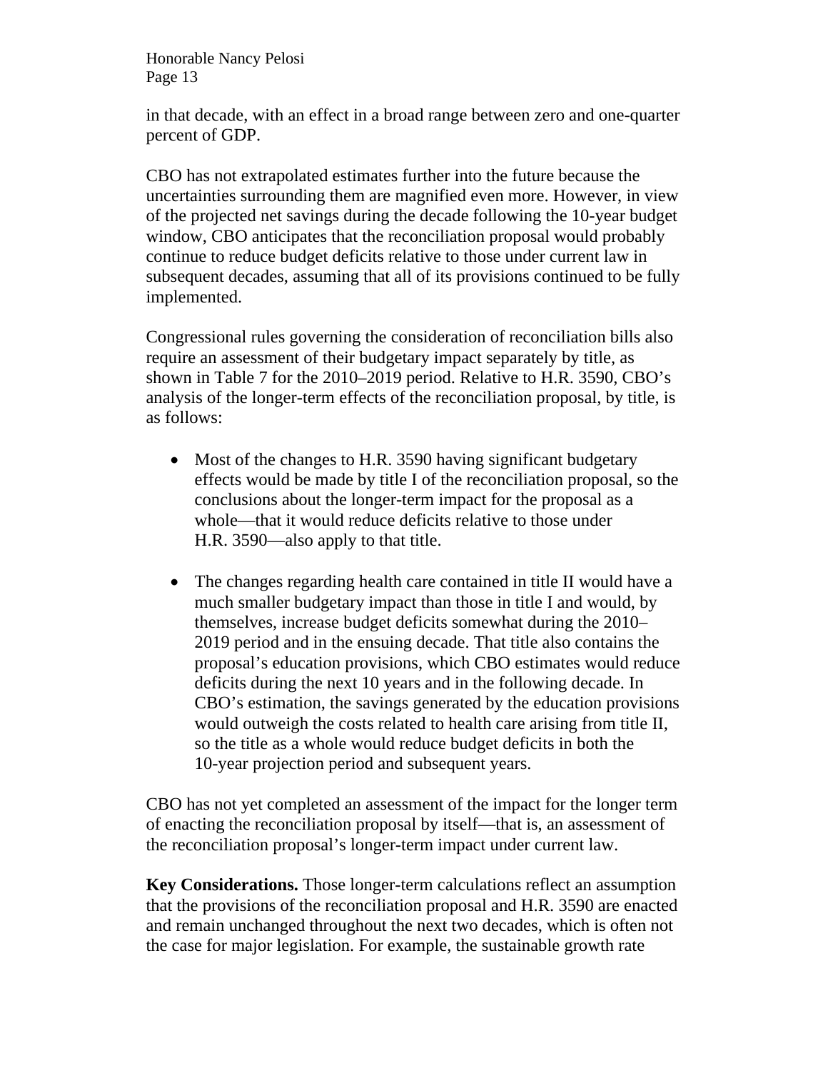in that decade, with an effect in a broad range between zero and one-quarter percent of GDP.

CBO has not extrapolated estimates further into the future because the uncertainties surrounding them are magnified even more. However, in view of the projected net savings during the decade following the 10-year budget window, CBO anticipates that the reconciliation proposal would probably continue to reduce budget deficits relative to those under current law in subsequent decades, assuming that all of its provisions continued to be fully implemented.

Congressional rules governing the consideration of reconciliation bills also require an assessment of their budgetary impact separately by title, as shown in Table 7 for the 2010–2019 period. Relative to H.R. 3590, CBO's analysis of the longer-term effects of the reconciliation proposal, by title, is as follows:

- Most of the changes to H.R. 3590 having significant budgetary effects would be made by title I of the reconciliation proposal, so the conclusions about the longer-term impact for the proposal as a whole—that it would reduce deficits relative to those under H.R. 3590—also apply to that title.

- The changes regarding health care contained in title II would have a much smaller budgetary impact than those in title I and would, by themselves, increase budget deficits somewhat during the 2010–2019 period and in the ensuing decade. That title also contains the proposal's education provisions, which CBO estimates would reduce deficits during the next 10 years and in the following decade. In CBO's estimation, the savings generated by the education provisions would outweigh the costs related to health care arising from title II, so the title as a whole would reduce budget deficits in both the 10-year projection period and subsequent years.

CBO has not yet completed an assessment of the impact for the longer term of enacting the reconciliation proposal by itself—that is, an assessment of the reconciliation proposal's longer-term impact under current law.

**Key Considerations.** Those longer-term calculations reflect an assumption that the provisions of the reconciliation proposal and H.R. 3590 are enacted and remain unchanged throughout the next two decades, which is often not the case for major legislation. For example, the sustainable growth rate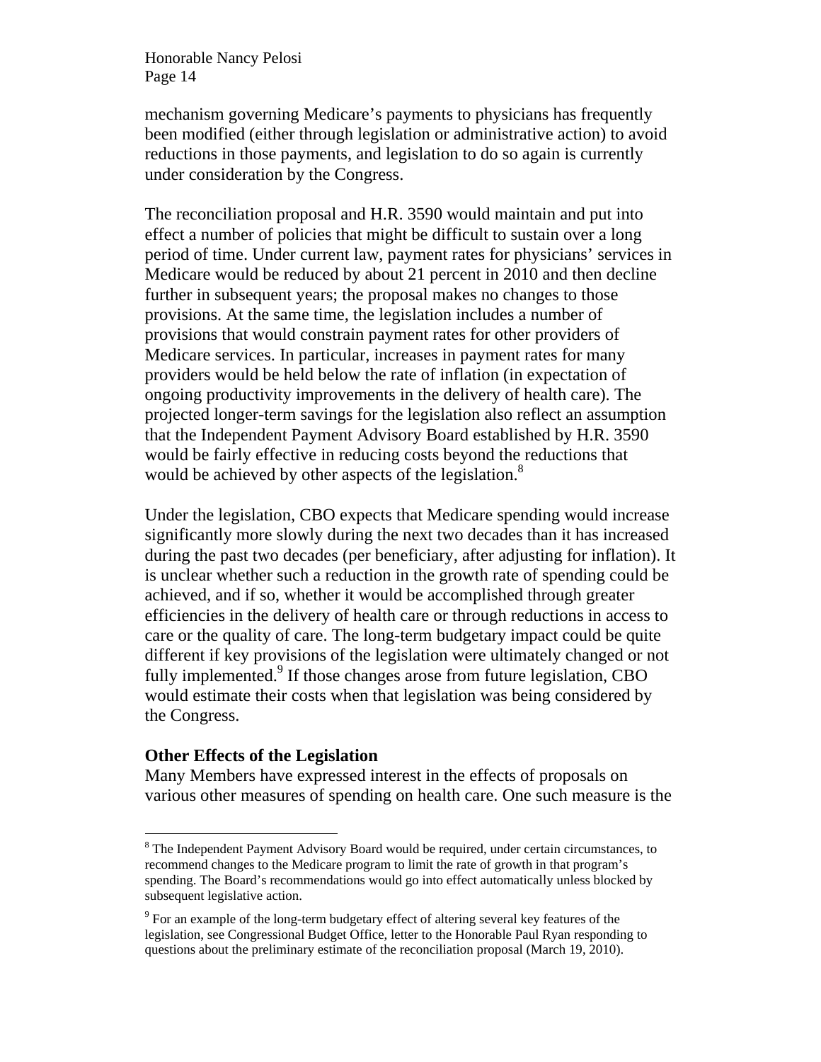mechanism governing Medicare's payments to physicians has frequently been modified (either through legislation or administrative action) to avoid reductions in those payments, and legislation to do so again is currently under consideration by the Congress.

The reconciliation proposal and H.R. 3590 would maintain and put into effect a number of policies that might be difficult to sustain over a long period of time. Under current law, payment rates for physicians' services in Medicare would be reduced by about 21 percent in 2010 and then decline further in subsequent years; the proposal makes no changes to those provisions. At the same time, the legislation includes a number of provisions that would constrain payment rates for other providers of Medicare services. In particular, increases in payment rates for many providers would be held below the rate of inflation (in expectation of ongoing productivity improvements in the delivery of health care). The projected longer-term savings for the legislation also reflect an assumption that the Independent Payment Advisory Board established by H.R. 3590 would be fairly effective in reducing costs beyond the reductions that would be achieved by other aspects of the legislation.[8]

Under the legislation, CBO expects that Medicare spending would increase significantly more slowly during the next two decades than it has increased during the past two decades (per beneficiary, after adjusting for inflation). It is unclear whether such a reduction in the growth rate of spending could be achieved, and if so, whether it would be accomplished through greater efficiencies in the delivery of health care or through reductions in access to care or the quality of care. The long-term budgetary impact could be quite different if key provisions of the legislation were ultimately changed or not fully implemented.[9] If those changes arose from future legislation, CBO would estimate their costs when that legislation was being considered by the Congress.

**Other Effects of the Legislation**

Many Members have expressed interest in the effects of proposals on various other measures of spending on health care. One such measure is the

---

[8] The Independent Payment Advisory Board would be required, under certain circumstances, to recommend changes to the Medicare program to limit the rate of growth in that program's spending. The Board's recommendations would go into effect automatically unless blocked by subsequent legislative action.

[9] For an example of the long-term budgetary effect of altering several key features of the legislation, see Congressional Budget Office, letter to the Honorable Paul Ryan responding to questions about the preliminary estimate of the reconciliation proposal (March 19, 2010).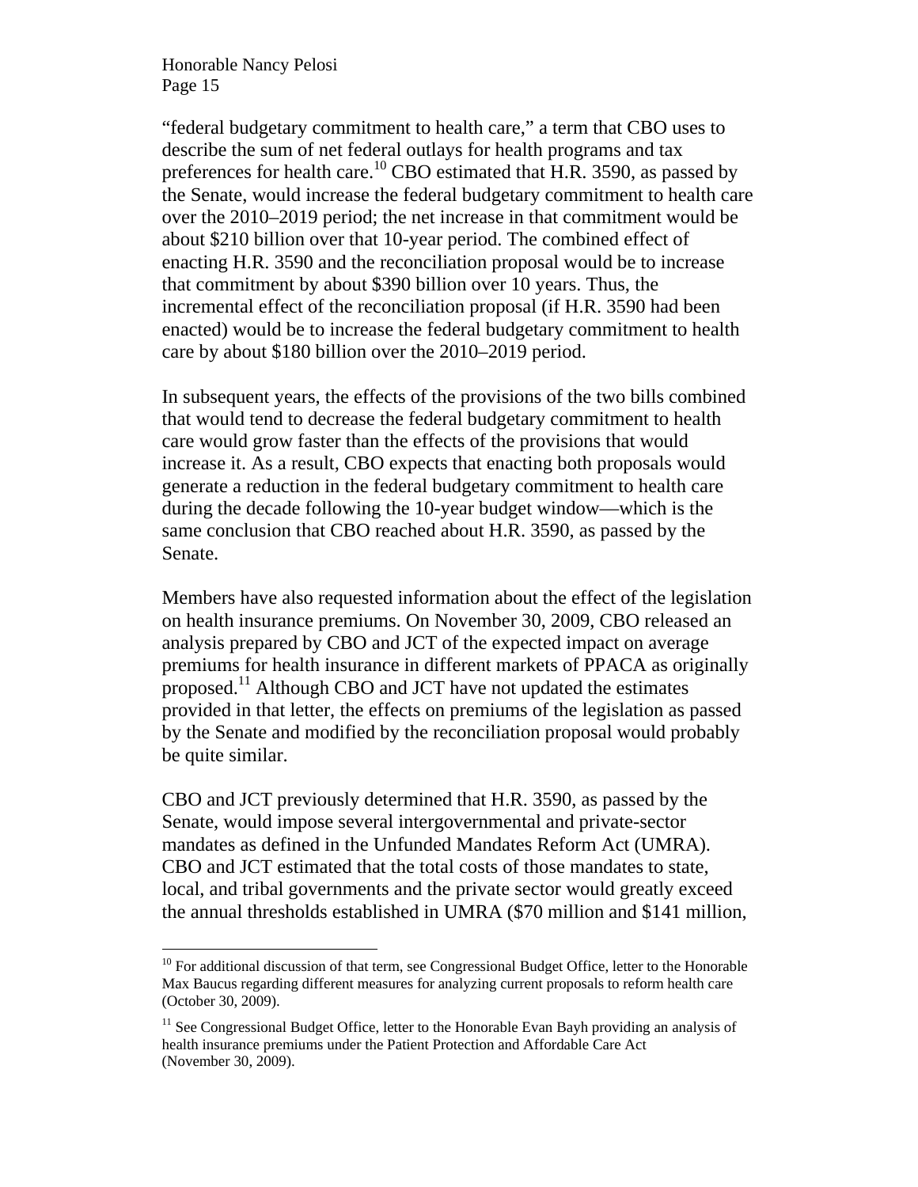"federal budgetary commitment to health care," a term that CBO uses to describe the sum of net federal outlays for health programs and tax preferences for health care.[10] CBO estimated that H.R. 3590, as passed by the Senate, would increase the federal budgetary commitment to health care over the 2010–2019 period; the net increase in that commitment would be about $210 billion over that 10-year period. The combined effect of enacting H.R. 3590 and the reconciliation proposal would be to increase that commitment by about $390 billion over 10 years. Thus, the incremental effect of the reconciliation proposal (if H.R. 3590 had been enacted) would be to increase the federal budgetary commitment to health care by about $180 billion over the 2010–2019 period.

In subsequent years, the effects of the provisions of the two bills combined that would tend to decrease the federal budgetary commitment to health care would grow faster than the effects of the provisions that would increase it. As a result, CBO expects that enacting both proposals would generate a reduction in the federal budgetary commitment to health care during the decade following the 10-year budget window—which is the same conclusion that CBO reached about H.R. 3590, as passed by the Senate.

Members have also requested information about the effect of the legislation on health insurance premiums. On November 30, 2009, CBO released an analysis prepared by CBO and JCT of the expected impact on average premiums for health insurance in different markets of PPACA as originally proposed.[11] Although CBO and JCT have not updated the estimates provided in that letter, the effects on premiums of the legislation as passed by the Senate and modified by the reconciliation proposal would probably be quite similar.

CBO and JCT previously determined that H.R. 3590, as passed by the Senate, would impose several intergovernmental and private-sector mandates as defined in the Unfunded Mandates Reform Act (UMRA). CBO and JCT estimated that the total costs of those mandates to state, local, and tribal governments and the private sector would greatly exceed the annual thresholds established in UMRA ($70 million and $141 million,

---

[10] For additional discussion of that term, see Congressional Budget Office, letter to the Honorable Max Baucus regarding different measures for analyzing current proposals to reform health care (October 30, 2009).

[11] See Congressional Budget Office, letter to the Honorable Evan Bayh providing an analysis of health insurance premiums under the Patient Protection and Affordable Care Act (November 30, 2009).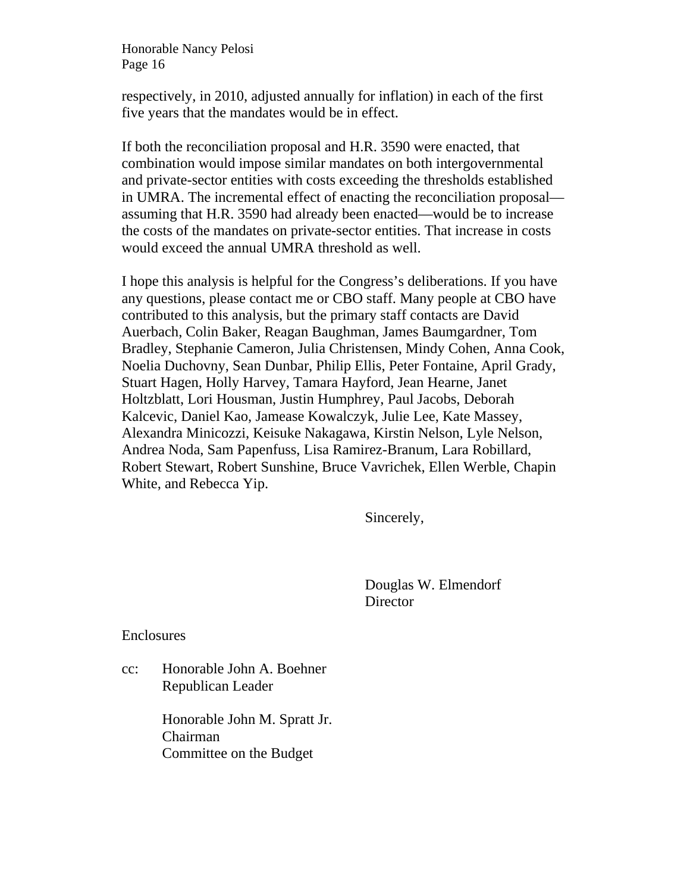respectively, in 2010, adjusted annually for inflation) in each of the first five years that the mandates would be in effect.

If both the reconciliation proposal and H.R. 3590 were enacted, that combination would impose similar mandates on both intergovernmental and private-sector entities with costs exceeding the thresholds established in UMRA. The incremental effect of enacting the reconciliation proposal—assuming that H.R. 3590 had already been enacted—would be to increase the costs of the mandates on private-sector entities. That increase in costs would exceed the annual UMRA threshold as well.

I hope this analysis is helpful for the Congress's deliberations. If you have any questions, please contact me or CBO staff. Many people at CBO have contributed to this analysis, but the primary staff contacts are David Auerbach, Colin Baker, Reagan Baughman, James Baumgardner, Tom Bradley, Stephanie Cameron, Julia Christensen, Mindy Cohen, Anna Cook, Noelia Duchovny, Sean Dunbar, Philip Ellis, Peter Fontaine, April Grady, Stuart Hagen, Holly Harvey, Tamara Hayford, Jean Hearne, Janet Holtzblatt, Lori Housman, Justin Humphrey, Paul Jacobs, Deborah Kalcevic, Daniel Kao, Jamease Kowalczyk, Julie Lee, Kate Massey, Alexandra Minicozzi, Keisuke Nakagawa, Kirstin Nelson, Lyle Nelson, Andrea Noda, Sam Papenfuss, Lisa Ramirez-Branum, Lara Robillard, Robert Stewart, Robert Sunshine, Bruce Vavrichek, Ellen Werble, Chapin White, and Rebecca Yip.

Sincerely,

Douglas W. Elmendorf
Director

Enclosures

cc: Honorable John A. Boehner
Republican Leader

Honorable John M. Spratt Jr.
Chairman
Committee on the Budget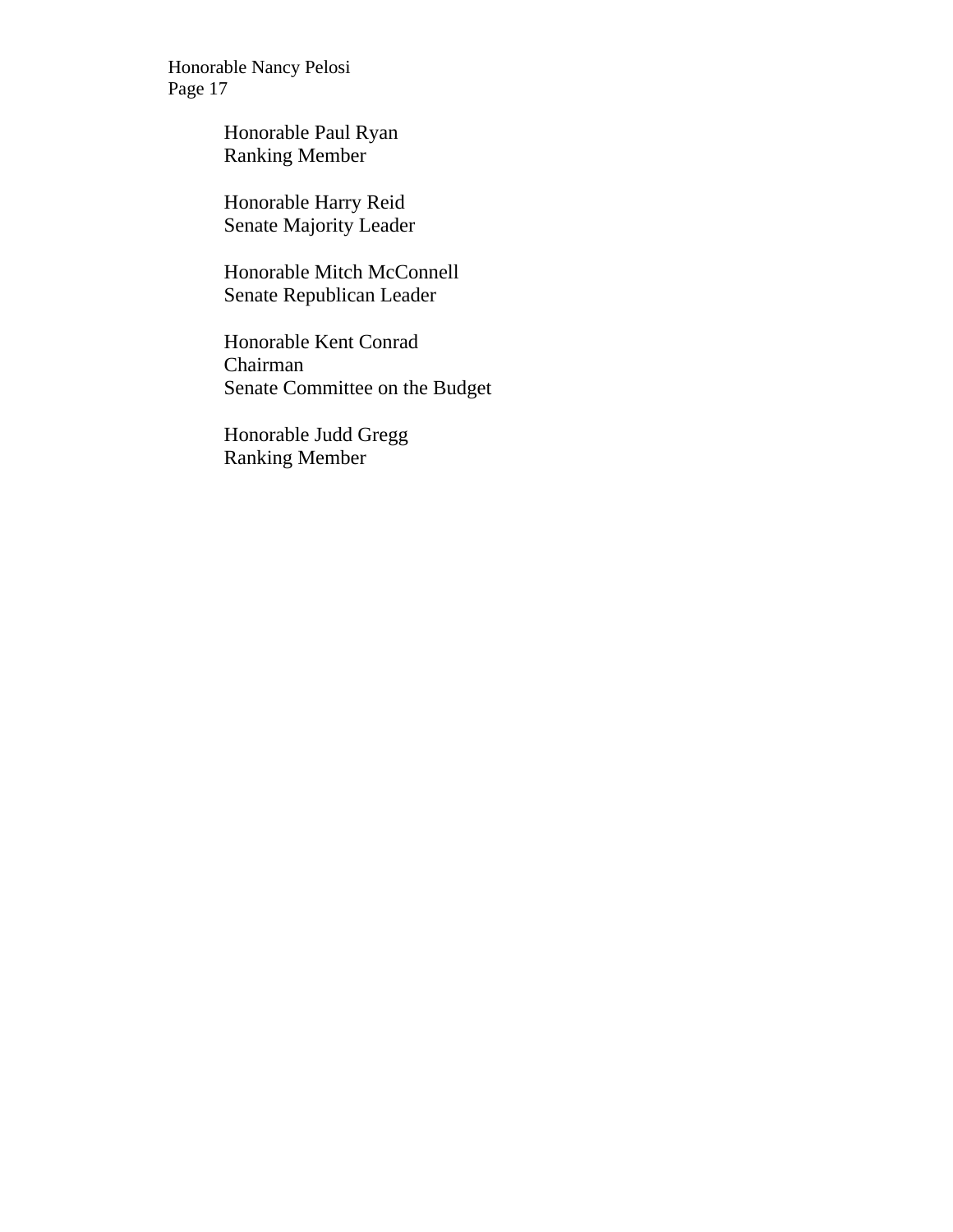Honorable Paul Ryan
Ranking Member

Honorable Harry Reid
Senate Majority Leader

Honorable Mitch McConnell
Senate Republican Leader

Honorable Kent Conrad
Chairman
Senate Committee on the Budget

Honorable Judd Gregg
Ranking Member